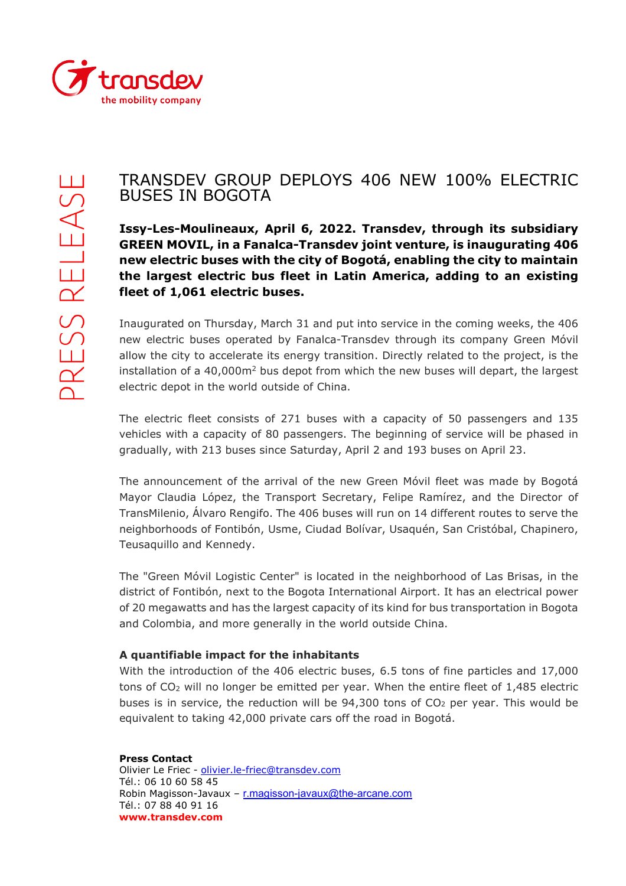# TRANSDEV GROUP DEPLOYS 406 NEW 100% ELECTRIC BUSES IN BOGOTA

**Issy-Les-Moulineaux, April 6, 2022. Transdev, through its subsidiary GREEN MOVIL, in a Fanalca-Transdev joint venture, is inaugurating 406 new electric buses with the city of Bogotá, enabling the city to maintain the largest electric bus fleet in Latin America, adding to an existing fleet of 1,061 electric buses.**

Inaugurated on Thursday, March 31 and put into service in the coming weeks, the 406 new electric buses operated by Fanalca-Transdev through its company Green Móvil allow the city to accelerate its energy transition. Directly related to the project, is the installation of a 40,000m$^2$ bus depot from which the new buses will depart, the largest electric depot in the world outside of China.

The electric fleet consists of 271 buses with a capacity of 50 passengers and 135 vehicles with a capacity of 80 passengers. The beginning of service will be phased in gradually, with 213 buses since Saturday, April 2 and 193 buses on April 23.

The announcement of the arrival of the new Green Móvil fleet was made by Bogotá Mayor Claudia López, the Transport Secretary, Felipe Ramírez, and the Director of TransMilenio, Álvaro Rengifo. The 406 buses will run on 14 different routes to serve the neighborhoods of Fontibón, Usme, Ciudad Bolívar, Usaquén, San Cristóbal, Chapinero, Teusaquillo and Kennedy.

The "Green Móvil Logistic Center" is located in the neighborhood of Las Brisas, in the district of Fontibón, next to the Bogota International Airport. It has an electrical power of 20 megawatts and has the largest capacity of its kind for bus transportation in Bogota and Colombia, and more generally in the world outside China.

### A quantifiable impact for the inhabitants

With the introduction of the 406 electric buses, 6.5 tons of fine particles and 17,000 tons of $CO_2$ will no longer be emitted per year. When the entire fleet of 1,485 electric buses is in service, the reduction will be 94,300 tons of $CO_2$ per year. This would be equivalent to taking 42,000 private cars off the road in Bogotá.

**Press Contact**
Olivier Le Friec - olivier.le-friec@transdev.com
Tél.: 06 10 60 58 45
Robin Magisson-Javaux – r.magisson-javaux@the-arcane.com
Tél.: 07 88 40 91 16
**www.transdev.com**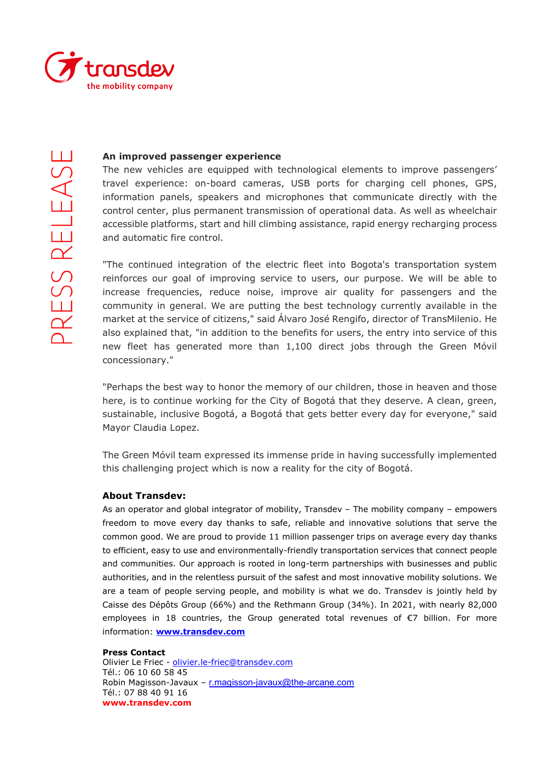**An improved passenger experience**

The new vehicles are equipped with technological elements to improve passengers' travel experience: on-board cameras, USB ports for charging cell phones, GPS, information panels, speakers and microphones that communicate directly with the control center, plus permanent transmission of operational data. As well as wheelchair accessible platforms, start and hill climbing assistance, rapid energy recharging process and automatic fire control.

"The continued integration of the electric fleet into Bogota's transportation system reinforces our goal of improving service to users, our purpose. We will be able to increase frequencies, reduce noise, improve air quality for passengers and the community in general. We are putting the best technology currently available in the market at the service of citizens," said Álvaro José Rengifo, director of TransMilenio. He also explained that, "in addition to the benefits for users, the entry into service of this new fleet has generated more than 1,100 direct jobs through the Green Móvil concessionary."

"Perhaps the best way to honor the memory of our children, those in heaven and those here, is to continue working for the City of Bogotá that they deserve. A clean, green, sustainable, inclusive Bogotá, a Bogotá that gets better every day for everyone," said Mayor Claudia Lopez.

The Green Móvil team expressed its immense pride in having successfully implemented this challenging project which is now a reality for the city of Bogotá.

**About Transdev:**

As an operator and global integrator of mobility, Transdev – The mobility company – empowers freedom to move every day thanks to safe, reliable and innovative solutions that serve the common good. We are proud to provide 11 million passenger trips on average every day thanks to efficient, easy to use and environmentally-friendly transportation services that connect people and communities. Our approach is rooted in long-term partnerships with businesses and public authorities, and in the relentless pursuit of the safest and most innovative mobility solutions. We are a team of people serving people, and mobility is what we do. Transdev is jointly held by Caisse des Dépôts Group (66%) and the Rethmann Group (34%). In 2021, with nearly 82,000 employees in 18 countries, the Group generated total revenues of €7 billion. For more information: **www.transdev.com**

**Press Contact**
Olivier Le Friec - olivier.le-friec@transdev.com
Tél.: 06 10 60 58 45
Robin Magisson-Javaux – r.magisson-javaux@the-arcane.com
Tél.: 07 88 40 91 16
**www.transdev.com**